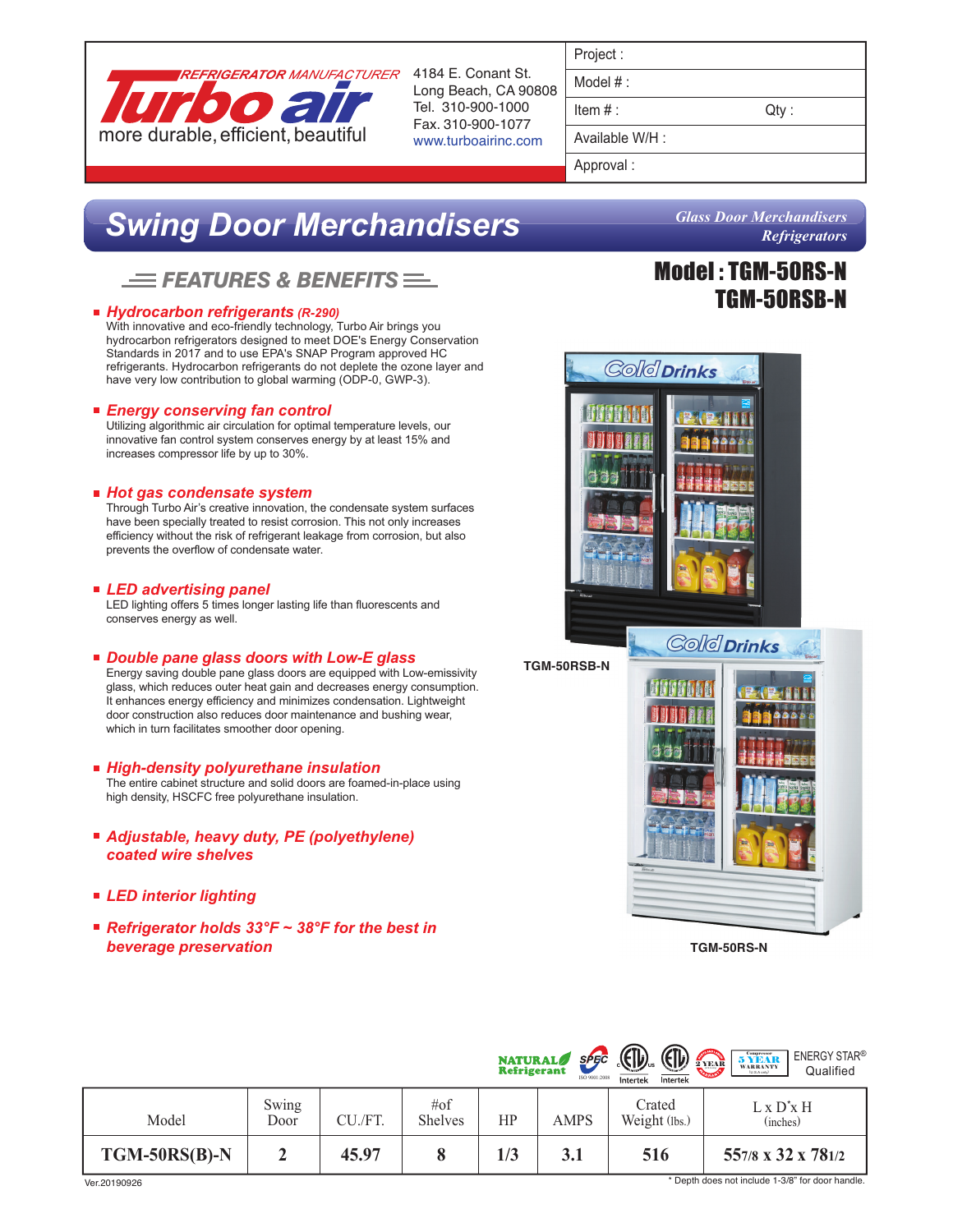REFRIGERATOR MANUFACTURER

**Turbo air**

more durable, efficient, beautiful

4184 E. Conant St.
Long Beach, CA 90808
Tel. 310-900-1000
Fax. 310-900-1077
www.turboairinc.com

| Project : | |
|---|---|
| Model # : | |
| Item # : | Qty : |
| Available W/H : | |
| Approval : | |

# Swing Door Merchandisers

*Glass Door Merchandisers*
*Refrigerators*

## Model : TGM-50RS-N TGM-50RSB-N

## FEATURES & BENEFITS

- ***Hydrocarbon refrigerants** (R-290)*
  With innovative and eco-friendly technology, Turbo Air brings you hydrocarbon refrigerators designed to meet DOE's Energy Conservation Standards in 2017 and to use EPA's SNAP Program approved HC refrigerants. Hydrocarbon refrigerants do not deplete the ozone layer and have very low contribution to global warming (ODP-0, GWP-3).

- ***Energy conserving fan control***
  Utilizing algorithmic air circulation for optimal temperature levels, our innovative fan control system conserves energy by at least 15% and increases compressor life by up to 30%.

- ***Hot gas condensate system***
  Through Turbo Air's creative innovation, the condensate system surfaces have been specially treated to resist corrosion. This not only increases efficiency without the risk of refrigerant leakage from corrosion, but also prevents the overflow of condensate water.

- ***LED advertising panel***
  LED lighting offers 5 times longer lasting life than fluorescents and conserves energy as well.

- ***Double pane glass doors with Low-E glass***
  Energy saving double pane glass doors are equipped with Low-emissivity glass, which reduces outer heat gain and decreases energy consumption. It enhances energy efficiency and minimizes condensation. Lightweight door construction also reduces door maintenance and bushing wear, which in turn facilitates smoother door opening.

- ***High-density polyurethane insulation***
  The entire cabinet structure and solid doors are foamed-in-place using high density, HSCFC free polyurethane insulation.

- ***Adjustable, heavy duty, PE (polyethylene) coated wire shelves***

- ***LED interior lighting***

- ***Refrigerator holds 33°F ~ 38°F for the best in beverage preservation***

TGM-50RSB-N

TGM-50RS-N

NATURAL Refrigerant | SPEC ISO 9001:2008 | ETL Intertek | ETL Intertek | 2 YEAR | Compressor 5 YEAR WARRANTY | ENERGY STAR® Qualified

| Model | Swing Door | CU./FT. | #of Shelves | HP | AMPS | Crated Weight (lbs.) | L x D\* x H (inches) |
|---|---|---|---|---|---|---|---|
| **TGM-50RS(B)-N** | **2** | **45.97** | **8** | **1/3** | **3.1** | **516** | **55 7/8 x 32 x 78 1/2** |

\* Depth does not include 1-3/8" for door handle.

Ver.20190926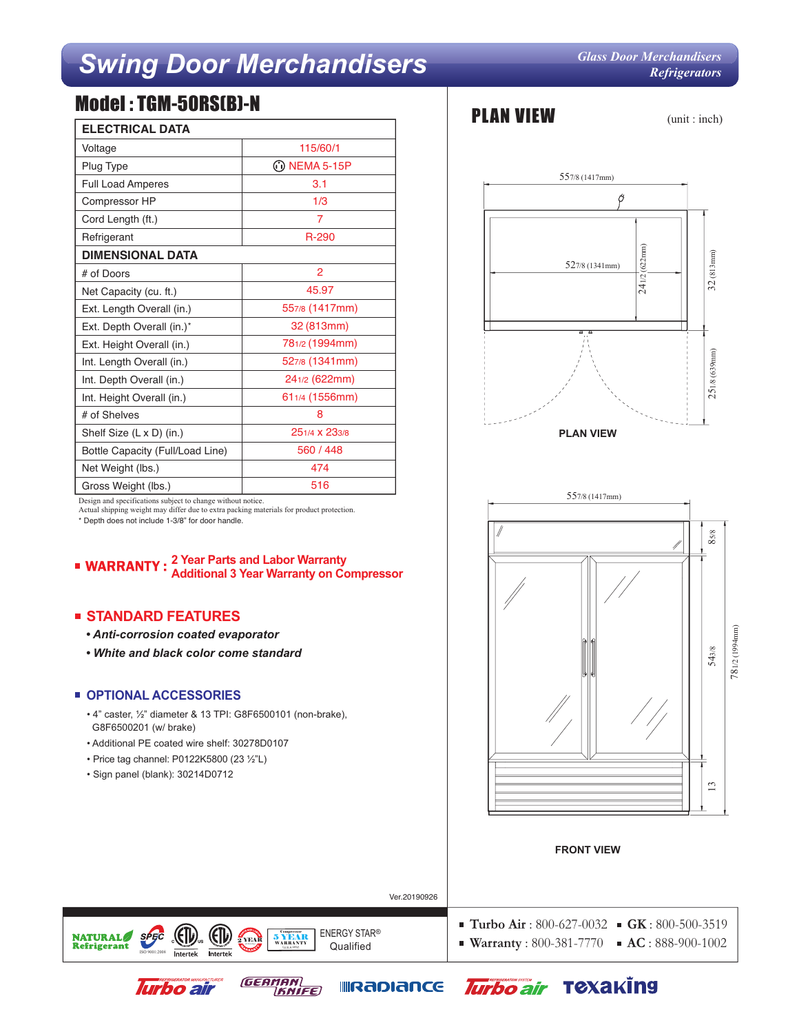# Swing Door Merchandisers

*Glass Door Merchandisers*
*Refrigerators*

## Model : TGM-50RS(B)-N

| ELECTRICAL DATA | |
|---|---|
| Voltage | 115/60/1 |
| Plug Type | NEMA 5-15P |
| Full Load Amperes | 3.1 |
| Compressor HP | 1/3 |
| Cord Length (ft.) | 7 |
| Refrigerant | R-290 |
| **DIMENSIONAL DATA** | |
| # of Doors | 2 |
| Net Capacity (cu. ft.) | 45.97 |
| Ext. Length Overall (in.) | 55 7/8 (1417mm) |
| Ext. Depth Overall (in.)* | 32 (813mm) |
| Ext. Height Overall (in.) | 78 1/2 (1994mm) |
| Int. Length Overall (in.) | 52 7/8 (1341mm) |
| Int. Depth Overall (in.) | 24 1/2 (622mm) |
| Int. Height Overall (in.) | 61 1/4 (1556mm) |
| # of Shelves | 8 |
| Shelf Size (L x D) (in.) | 25 1/4 x 23 3/8 |
| Bottle Capacity (Full/Load Line) | 560 / 448 |
| Net Weight (lbs.) | 474 |
| Gross Weight (lbs.) | 516 |

Design and specifications subject to change without notice.
Actual shipping weight may differ due to extra packing materials for product protection.
* Depth does not include 1-3/8" for door handle.

## WARRANTY : 2 Year Parts and Labor Warranty
Additional 3 Year Warranty on Compressor

## STANDARD FEATURES

- *Anti-corrosion coated evaporator*
- *White and black color come standard*

## OPTIONAL ACCESSORIES

- 4" caster, ½" diameter & 13 TPI: G8F6500101 (non-brake), G8F6500201 (w/ brake)
- Additional PE coated wire shelf: 30278D0107
- Price tag channel: P0122K5800 (23 ½"L)
- Sign panel (blank): 30214D0712

Ver.20190926

## PLAN VIEW

(unit : inch)

55 7/8 (1417mm)
52 7/8 (1341mm)
24 1/2 (622mm)
32 (813mm)
25 1/8 (639mm)

PLAN VIEW

55 7/8 (1417mm)
8 5/8
54 3/8
13
78 1/2 (1994mm)

FRONT VIEW

ENERGY STAR® Qualified

- **Turbo Air** : 800-627-0032
- **GK** : 800-500-3519
- **Warranty** : 800-381-7770
- **AC** : 888-900-1002